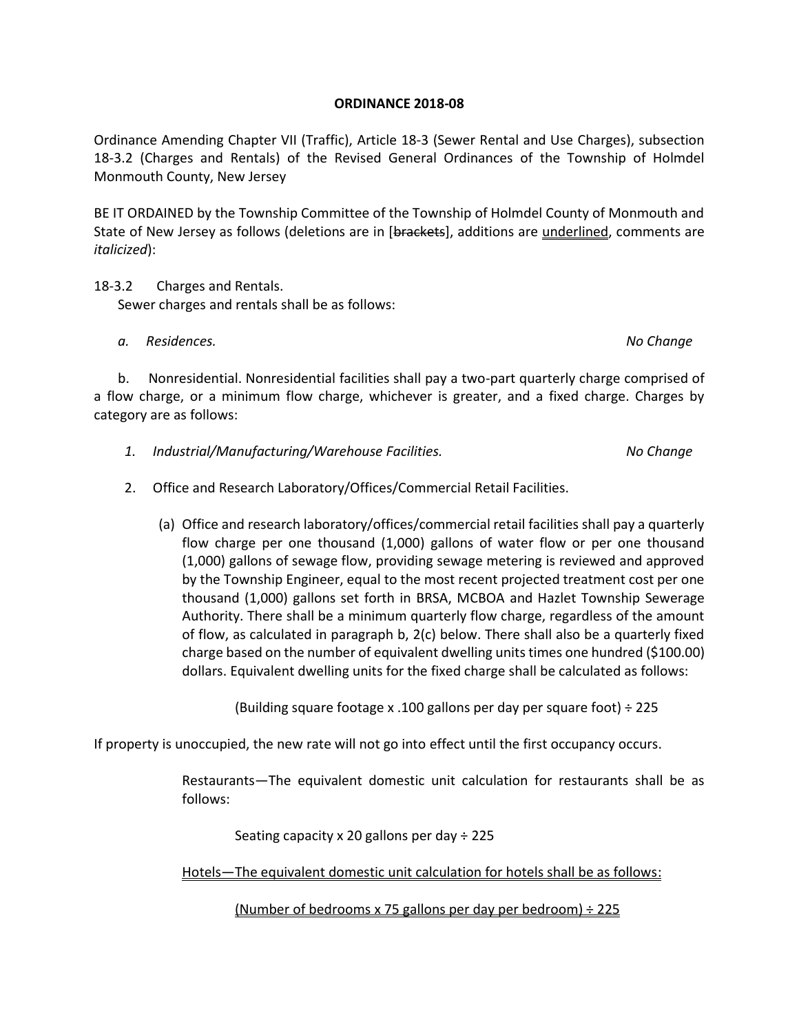**ORDINANCE 2018-08**

Ordinance Amending Chapter VII (Traffic), Article 18-3 (Sewer Rental and Use Charges), subsection 18-3.2 (Charges and Rentals) of the Revised General Ordinances of the Township of Holmdel Monmouth County, New Jersey

BE IT ORDAINED by the Township Committee of the Township of Holmdel County of Monmouth and State of New Jersey as follows (deletions are in [~~brackets~~], additions are <u>underlined</u>, comments are *italicized*):

18-3.2 Charges and Rentals.

Sewer charges and rentals shall be as follows:

*a. Residences.* *No Change*

b. Nonresidential. Nonresidential facilities shall pay a two-part quarterly charge comprised of a flow charge, or a minimum flow charge, whichever is greater, and a fixed charge. Charges by category are as follows:

*1. Industrial/Manufacturing/Warehouse Facilities.* *No Change*

2. Office and Research Laboratory/Offices/Commercial Retail Facilities.

(a) Office and research laboratory/offices/commercial retail facilities shall pay a quarterly flow charge per one thousand (1,000) gallons of water flow or per one thousand (1,000) gallons of sewage flow, providing sewage metering is reviewed and approved by the Township Engineer, equal to the most recent projected treatment cost per one thousand (1,000) gallons set forth in BRSA, MCBOA and Hazlet Township Sewerage Authority. There shall be a minimum quarterly flow charge, regardless of the amount of flow, as calculated in paragraph b, 2(c) below. There shall also be a quarterly fixed charge based on the number of equivalent dwelling units times one hundred ($100.00) dollars. Equivalent dwelling units for the fixed charge shall be calculated as follows:

(Building square footage x .100 gallons per day per square foot) ÷ 225

If property is unoccupied, the new rate will not go into effect until the first occupancy occurs.

Restaurants—The equivalent domestic unit calculation for restaurants shall be as follows:

Seating capacity x 20 gallons per day ÷ 225

<u>Hotels—The equivalent domestic unit calculation for hotels shall be as follows:</u>

<u>(Number of bedrooms x 75 gallons per day per bedroom) ÷ 225</u>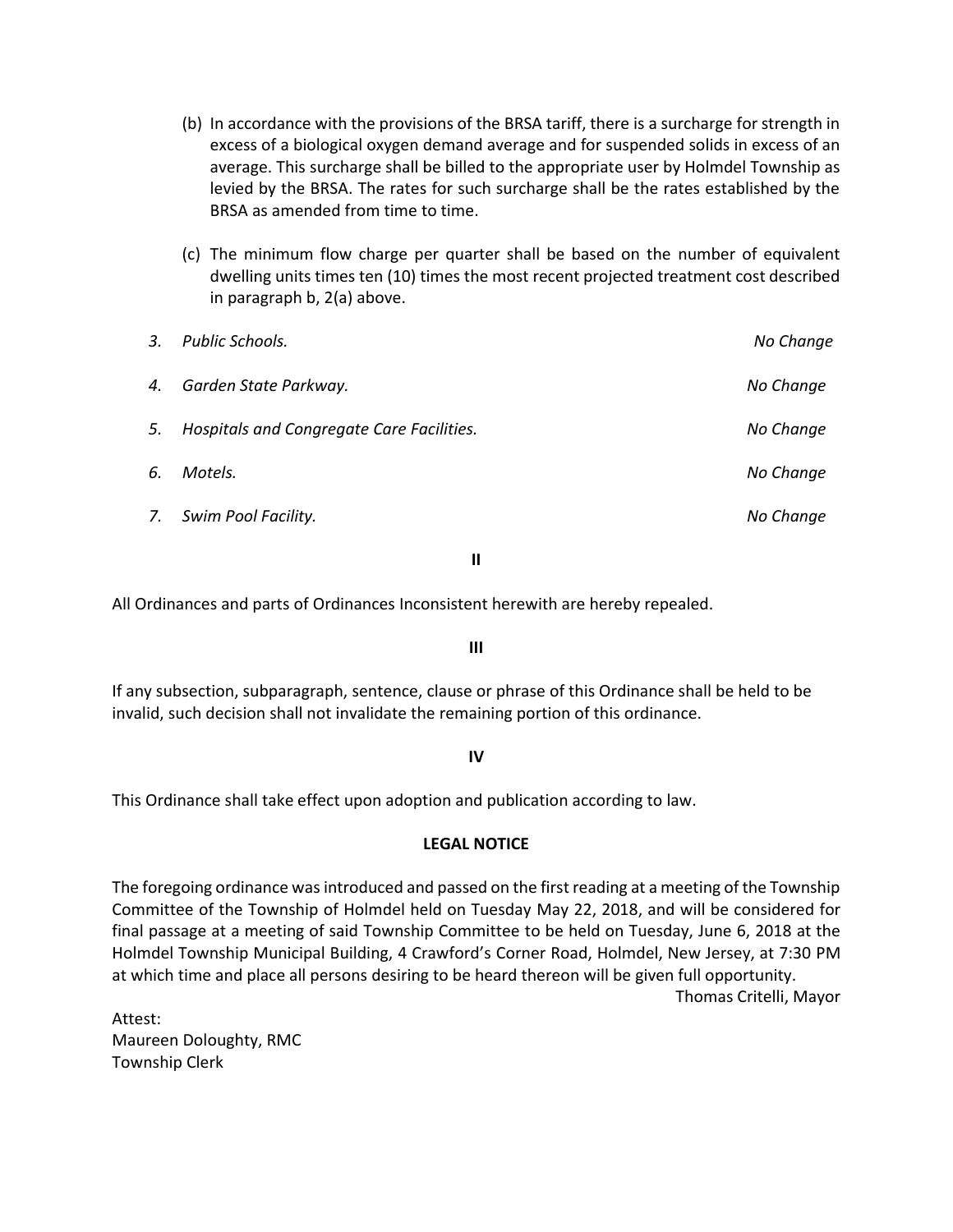(b) In accordance with the provisions of the BRSA tariff, there is a surcharge for strength in excess of a biological oxygen demand average and for suspended solids in excess of an average. This surcharge shall be billed to the appropriate user by Holmdel Township as levied by the BRSA. The rates for such surcharge shall be the rates established by the BRSA as amended from time to time.

(c) The minimum flow charge per quarter shall be based on the number of equivalent dwelling units times ten (10) times the most recent projected treatment cost described in paragraph b, 2(a) above.

3. *Public Schools.* *No Change*

4. *Garden State Parkway.* *No Change*

5. *Hospitals and Congregate Care Facilities.* *No Change*

6. *Motels.* *No Change*

7. *Swim Pool Facility.* *No Change*

**II**

All Ordinances and parts of Ordinances Inconsistent herewith are hereby repealed.

**III**

If any subsection, subparagraph, sentence, clause or phrase of this Ordinance shall be held to be invalid, such decision shall not invalidate the remaining portion of this ordinance.

**IV**

This Ordinance shall take effect upon adoption and publication according to law.

**LEGAL NOTICE**

The foregoing ordinance was introduced and passed on the first reading at a meeting of the Township Committee of the Township of Holmdel held on Tuesday May 22, 2018, and will be considered for final passage at a meeting of said Township Committee to be held on Tuesday, June 6, 2018 at the Holmdel Township Municipal Building, 4 Crawford's Corner Road, Holmdel, New Jersey, at 7:30 PM at which time and place all persons desiring to be heard thereon will be given full opportunity.

Thomas Critelli, Mayor

Attest:
Maureen Doloughty, RMC
Township Clerk